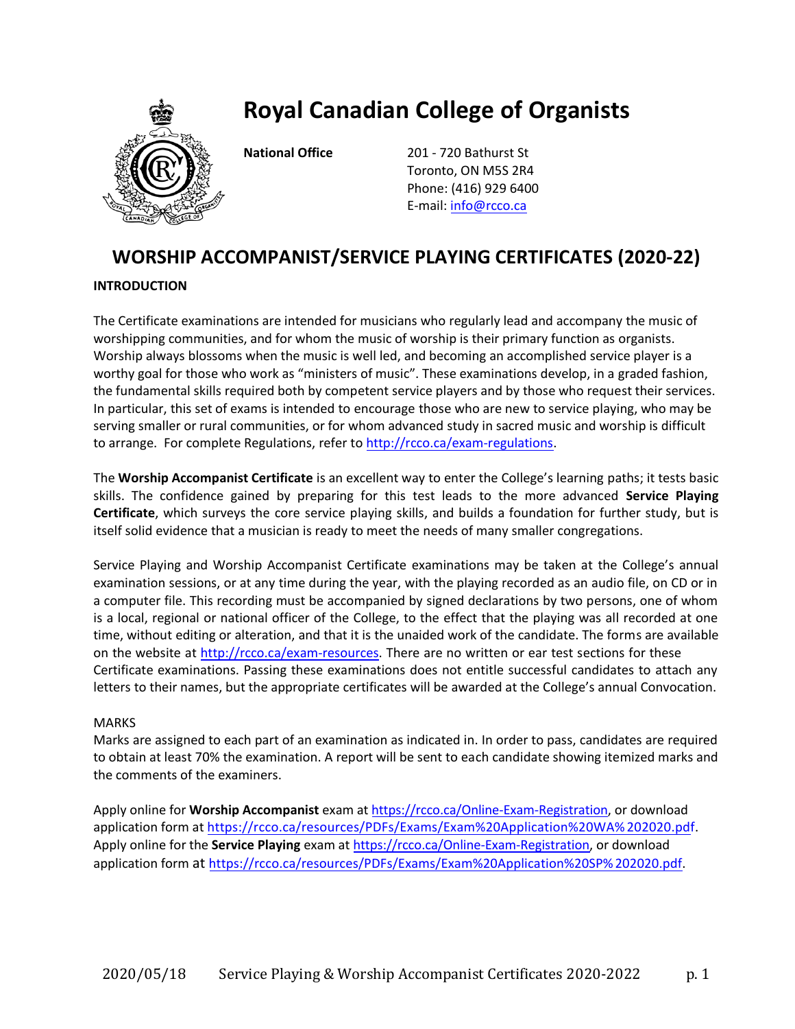# Royal Canadian College of Organists

**National Office**

201 - 720 Bathurst St
Toronto, ON M5S 2R4
Phone: (416) 929 6400
E-mail: info@rcco.ca

## WORSHIP ACCOMPANIST/SERVICE PLAYING CERTIFICATES (2020-22)

### INTRODUCTION

The Certificate examinations are intended for musicians who regularly lead and accompany the music of worshipping communities, and for whom the music of worship is their primary function as organists. Worship always blossoms when the music is well led, and becoming an accomplished service player is a worthy goal for those who work as "ministers of music". These examinations develop, in a graded fashion, the fundamental skills required both by competent service players and by those who request their services. In particular, this set of exams is intended to encourage those who are new to service playing, who may be serving smaller or rural communities, or for whom advanced study in sacred music and worship is difficult to arrange. For complete Regulations, refer to http://rcco.ca/exam-regulations.

The **Worship Accompanist Certificate** is an excellent way to enter the College's learning paths; it tests basic skills. The confidence gained by preparing for this test leads to the more advanced **Service Playing Certificate**, which surveys the core service playing skills, and builds a foundation for further study, but is itself solid evidence that a musician is ready to meet the needs of many smaller congregations.

Service Playing and Worship Accompanist Certificate examinations may be taken at the College's annual examination sessions, or at any time during the year, with the playing recorded as an audio file, on CD or in a computer file. This recording must be accompanied by signed declarations by two persons, one of whom is a local, regional or national officer of the College, to the effect that the playing was all recorded at one time, without editing or alteration, and that it is the unaided work of the candidate. The forms are available on the website at http://rcco.ca/exam-resources. There are no written or ear test sections for these Certificate examinations. Passing these examinations does not entitle successful candidates to attach any letters to their names, but the appropriate certificates will be awarded at the College's annual Convocation.

MARKS
Marks are assigned to each part of an examination as indicated in. In order to pass, candidates are required to obtain at least 70% the examination. A report will be sent to each candidate showing itemized marks and the comments of the examiners.

Apply online for **Worship Accompanist** exam at https://rcco.ca/Online-Exam-Registration, or download application form at https://rcco.ca/resources/PDFs/Exams/Exam%20Application%20WA%202020.pdf.
Apply online for the **Service Playing** exam at https://rcco.ca/Online-Exam-Registration, or download application form at https://rcco.ca/resources/PDFs/Exams/Exam%20Application%20SP%202020.pdf.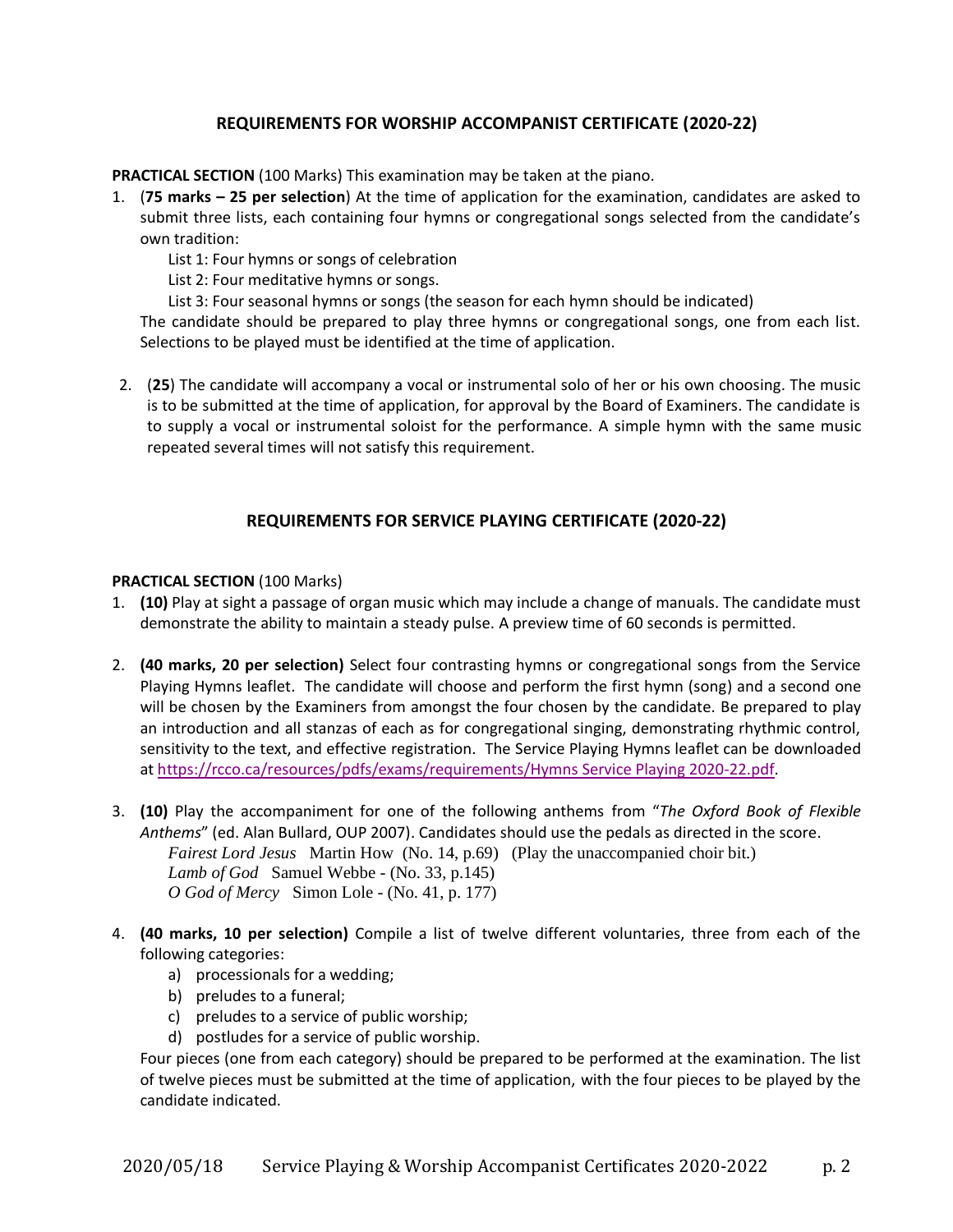## REQUIREMENTS FOR WORSHIP ACCOMPANIST CERTIFICATE (2020-22)

**PRACTICAL SECTION** (100 Marks) This examination may be taken at the piano.

1. (**75 marks – 25 per selection**) At the time of application for the examination, candidates are asked to submit three lists, each containing four hymns or congregational songs selected from the candidate's own tradition:

   List 1: Four hymns or songs of celebration

   List 2: Four meditative hymns or songs.

   List 3: Four seasonal hymns or songs (the season for each hymn should be indicated)

   The candidate should be prepared to play three hymns or congregational songs, one from each list. Selections to be played must be identified at the time of application.

2. (**25**) The candidate will accompany a vocal or instrumental solo of her or his own choosing. The music is to be submitted at the time of application, for approval by the Board of Examiners. The candidate is to supply a vocal or instrumental soloist for the performance. A simple hymn with the same music repeated several times will not satisfy this requirement.

## REQUIREMENTS FOR SERVICE PLAYING CERTIFICATE (2020-22)

**PRACTICAL SECTION** (100 Marks)

1. **(10)** Play at sight a passage of organ music which may include a change of manuals. The candidate must demonstrate the ability to maintain a steady pulse. A preview time of 60 seconds is permitted.

2. **(40 marks, 20 per selection)** Select four contrasting hymns or congregational songs from the Service Playing Hymns leaflet. The candidate will choose and perform the first hymn (song) and a second one will be chosen by the Examiners from amongst the four chosen by the candidate. Be prepared to play an introduction and all stanzas of each as for congregational singing, demonstrating rhythmic control, sensitivity to the text, and effective registration. The Service Playing Hymns leaflet can be downloaded at [https://rcco.ca/resources/pdfs/exams/requirements/Hymns Service Playing 2020-22.pdf](https://rcco.ca/resources/pdfs/exams/requirements/Hymns Service Playing 2020-22.pdf).

3. **(10)** Play the accompaniment for one of the following anthems from "*The Oxford Book of Flexible Anthems*" (ed. Alan Bullard, OUP 2007). Candidates should use the pedals as directed in the score.

   *Fairest Lord Jesus* Martin How (No. 14, p.69) (Play the unaccompanied choir bit.)

   *Lamb of God* Samuel Webbe - (No. 33, p.145)

   *O God of Mercy* Simon Lole - (No. 41, p. 177)

4. **(40 marks, 10 per selection)** Compile a list of twelve different voluntaries, three from each of the following categories:
   a) processionals for a wedding;
   b) preludes to a funeral;
   c) preludes to a service of public worship;
   d) postludes for a service of public worship.

   Four pieces (one from each category) should be prepared to be performed at the examination. The list of twelve pieces must be submitted at the time of application, with the four pieces to be played by the candidate indicated.